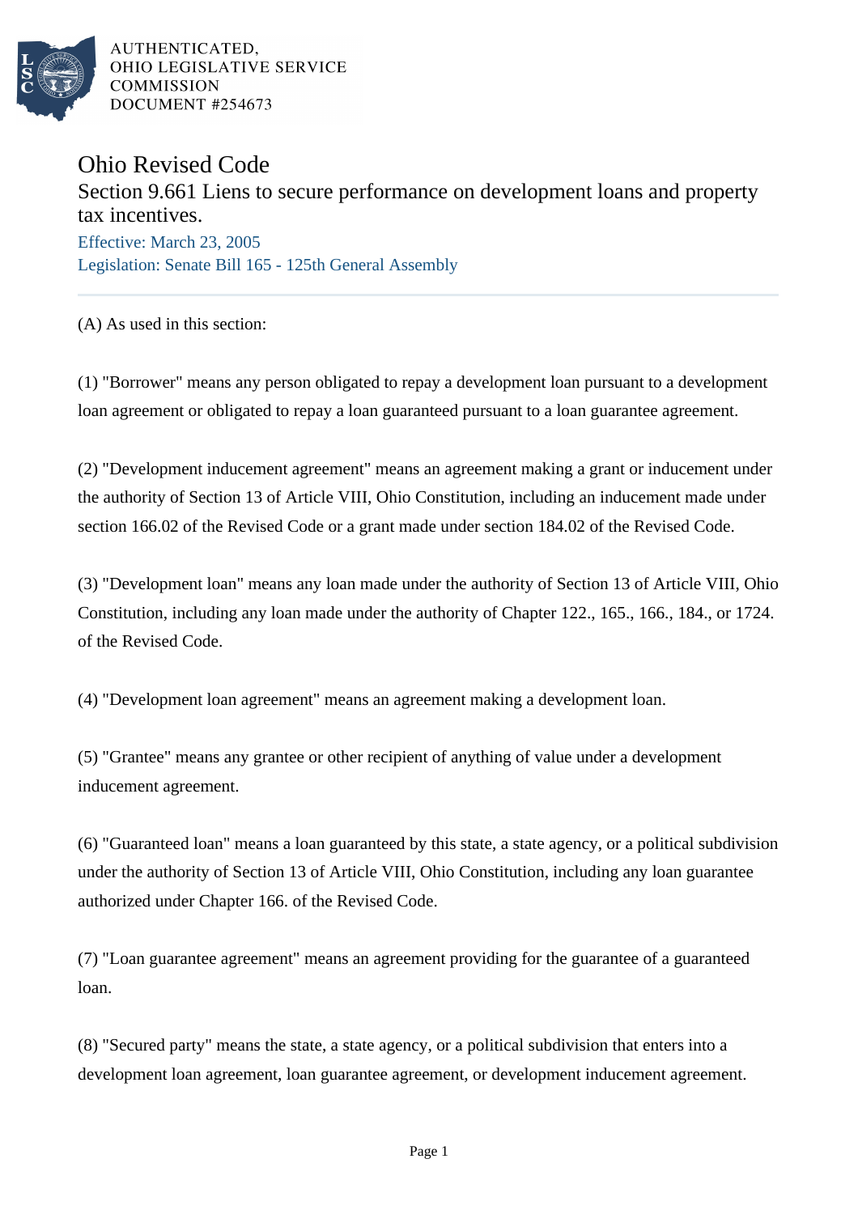# Ohio Revised Code

## Section 9.661 Liens to secure performance on development loans and property tax incentives.

Effective: March 23, 2005

Legislation: Senate Bill 165 - 125th General Assembly

(A) As used in this section:

(1) "Borrower" means any person obligated to repay a development loan pursuant to a development loan agreement or obligated to repay a loan guaranteed pursuant to a loan guarantee agreement.

(2) "Development inducement agreement" means an agreement making a grant or inducement under the authority of Section 13 of Article VIII, Ohio Constitution, including an inducement made under section 166.02 of the Revised Code or a grant made under section 184.02 of the Revised Code.

(3) "Development loan" means any loan made under the authority of Section 13 of Article VIII, Ohio Constitution, including any loan made under the authority of Chapter 122., 165., 166., 184., or 1724. of the Revised Code.

(4) "Development loan agreement" means an agreement making a development loan.

(5) "Grantee" means any grantee or other recipient of anything of value under a development inducement agreement.

(6) "Guaranteed loan" means a loan guaranteed by this state, a state agency, or a political subdivision under the authority of Section 13 of Article VIII, Ohio Constitution, including any loan guarantee authorized under Chapter 166. of the Revised Code.

(7) "Loan guarantee agreement" means an agreement providing for the guarantee of a guaranteed loan.

(8) "Secured party" means the state, a state agency, or a political subdivision that enters into a development loan agreement, loan guarantee agreement, or development inducement agreement.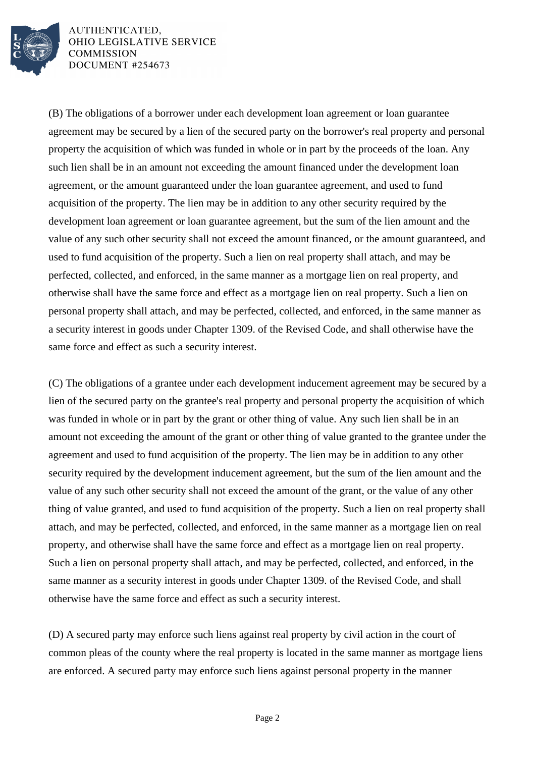(B) The obligations of a borrower under each development loan agreement or loan guarantee agreement may be secured by a lien of the secured party on the borrower's real property and personal property the acquisition of which was funded in whole or in part by the proceeds of the loan. Any such lien shall be in an amount not exceeding the amount financed under the development loan agreement, or the amount guaranteed under the loan guarantee agreement, and used to fund acquisition of the property. The lien may be in addition to any other security required by the development loan agreement or loan guarantee agreement, but the sum of the lien amount and the value of any such other security shall not exceed the amount financed, or the amount guaranteed, and used to fund acquisition of the property. Such a lien on real property shall attach, and may be perfected, collected, and enforced, in the same manner as a mortgage lien on real property, and otherwise shall have the same force and effect as a mortgage lien on real property. Such a lien on personal property shall attach, and may be perfected, collected, and enforced, in the same manner as a security interest in goods under Chapter 1309. of the Revised Code, and shall otherwise have the same force and effect as such a security interest.

(C) The obligations of a grantee under each development inducement agreement may be secured by a lien of the secured party on the grantee's real property and personal property the acquisition of which was funded in whole or in part by the grant or other thing of value. Any such lien shall be in an amount not exceeding the amount of the grant or other thing of value granted to the grantee under the agreement and used to fund acquisition of the property. The lien may be in addition to any other security required by the development inducement agreement, but the sum of the lien amount and the value of any such other security shall not exceed the amount of the grant, or the value of any other thing of value granted, and used to fund acquisition of the property. Such a lien on real property shall attach, and may be perfected, collected, and enforced, in the same manner as a mortgage lien on real property, and otherwise shall have the same force and effect as a mortgage lien on real property. Such a lien on personal property shall attach, and may be perfected, collected, and enforced, in the same manner as a security interest in goods under Chapter 1309. of the Revised Code, and shall otherwise have the same force and effect as such a security interest.

(D) A secured party may enforce such liens against real property by civil action in the court of common pleas of the county where the real property is located in the same manner as mortgage liens are enforced. A secured party may enforce such liens against personal property in the manner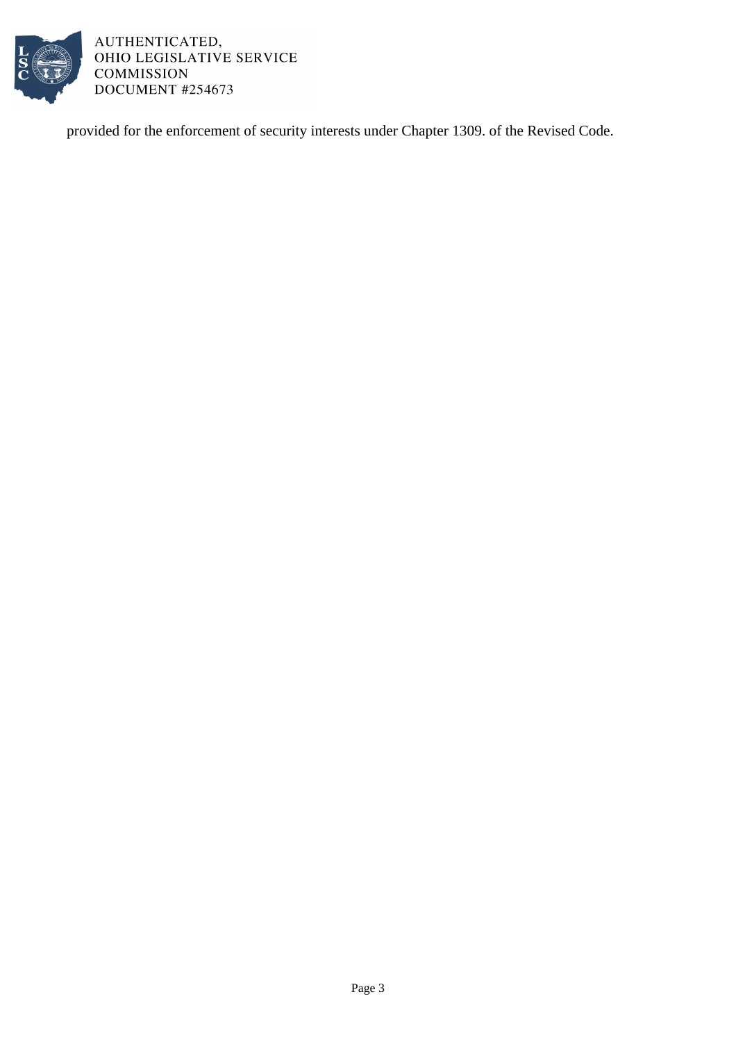provided for the enforcement of security interests under Chapter 1309. of the Revised Code.